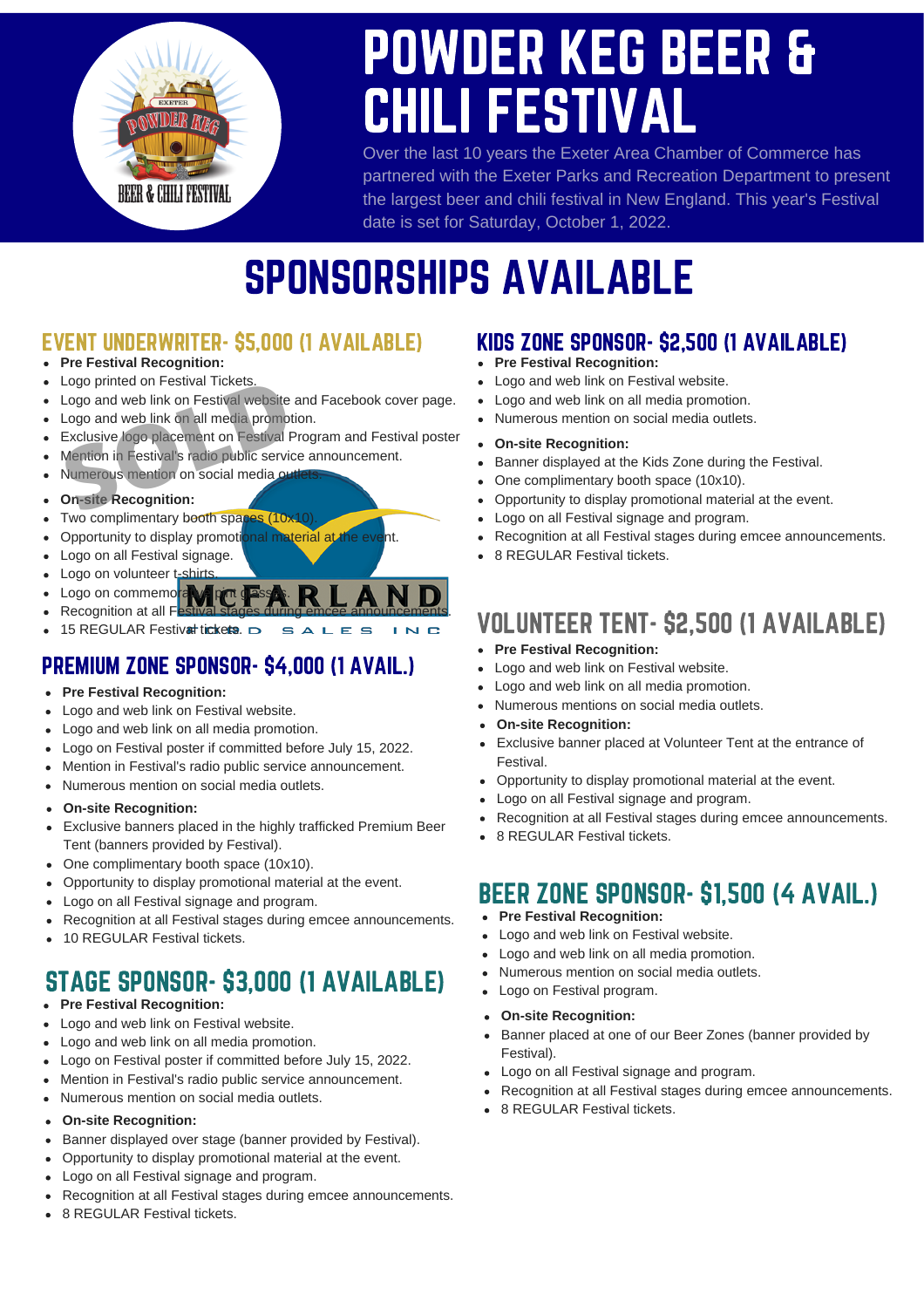# POWDER KEG BEER & CHILI FESTIVAL

Over the last 10 years the Exeter Area Chamber of Commerce has partnered with the Exeter Parks and Recreation Department to present the largest beer and chili festival in New England. This year's Festival date is set for Saturday, October 1, 2022.

# SPONSORSHIPS AVAILABLE

## EVENT UNDERWRITER- $5,000 (1 AVAILABLE)

SOLD — McFARLAND SALES INC

- **Pre Festival Recognition:**
- Logo printed on Festival Tickets.
- Logo and web link on Festival website and Facebook cover page.
- Logo and web link on all media promotion.
- Exclusive logo placement on Festival Program and Festival poster
- Mention in Festival's radio public service announcement.
- Numerous mention on social media outlets.
- **On-site Recognition:**
- Two complimentary booth spaces (10x10).
- Opportunity to display promotional material at the event.
- Logo on all Festival signage.
- Logo on volunteer t-shirts.
- Logo on commemorative pint glasses.
- Recognition at all Festival stages during emcee announcements.
- 15 REGULAR Festival tickets.

## PREMIUM ZONE SPONSOR- $4,000 (1 AVAIL.)

- **Pre Festival Recognition:**
- Logo and web link on Festival website.
- Logo and web link on all media promotion.
- Logo on Festival poster if committed before July 15, 2022.
- Mention in Festival's radio public service announcement.
- Numerous mention on social media outlets.
- **On-site Recognition:**
- Exclusive banners placed in the highly trafficked Premium Beer Tent (banners provided by Festival).
- One complimentary booth space (10x10).
- Opportunity to display promotional material at the event.
- Logo on all Festival signage and program.
- Recognition at all Festival stages during emcee announcements.
- 10 REGULAR Festival tickets.

## STAGE SPONSOR- $3,000 (1 AVAILABLE)

- **Pre Festival Recognition:**
- Logo and web link on Festival website.
- Logo and web link on all media promotion.
- Logo on Festival poster if committed before July 15, 2022.
- Mention in Festival's radio public service announcement.
- Numerous mention on social media outlets.
- **On-site Recognition:**
- Banner displayed over stage (banner provided by Festival).
- Opportunity to display promotional material at the event.
- Logo on all Festival signage and program.
- Recognition at all Festival stages during emcee announcements.
- 8 REGULAR Festival tickets.

## KIDS ZONE SPONSOR- $2,500 (1 AVAILABLE)

- **Pre Festival Recognition:**
- Logo and web link on Festival website.
- Logo and web link on all media promotion.
- Numerous mention on social media outlets.
- **On-site Recognition:**
- Banner displayed at the Kids Zone during the Festival.
- One complimentary booth space (10x10).
- Opportunity to display promotional material at the event.
- Logo on all Festival signage and program.
- Recognition at all Festival stages during emcee announcements.
- 8 REGULAR Festival tickets.

## VOLUNTEER TENT- $2,500 (1 AVAILABLE)

- **Pre Festival Recognition:**
- Logo and web link on Festival website.
- Logo and web link on all media promotion.
- Numerous mentions on social media outlets.
- **On-site Recognition:**
- Exclusive banner placed at Volunteer Tent at the entrance of Festival.
- Opportunity to display promotional material at the event.
- Logo on all Festival signage and program.
- Recognition at all Festival stages during emcee announcements.
- 8 REGULAR Festival tickets.

## BEER ZONE SPONSOR- $1,500 (4 AVAIL.)

- **Pre Festival Recognition:**
- Logo and web link on Festival website.
- Logo and web link on all media promotion.
- Numerous mention on social media outlets.
- Logo on Festival program.
- **On-site Recognition:**
- Banner placed at one of our Beer Zones (banner provided by Festival).
- Logo on all Festival signage and program.
- Recognition at all Festival stages during emcee announcements.
- 8 REGULAR Festival tickets.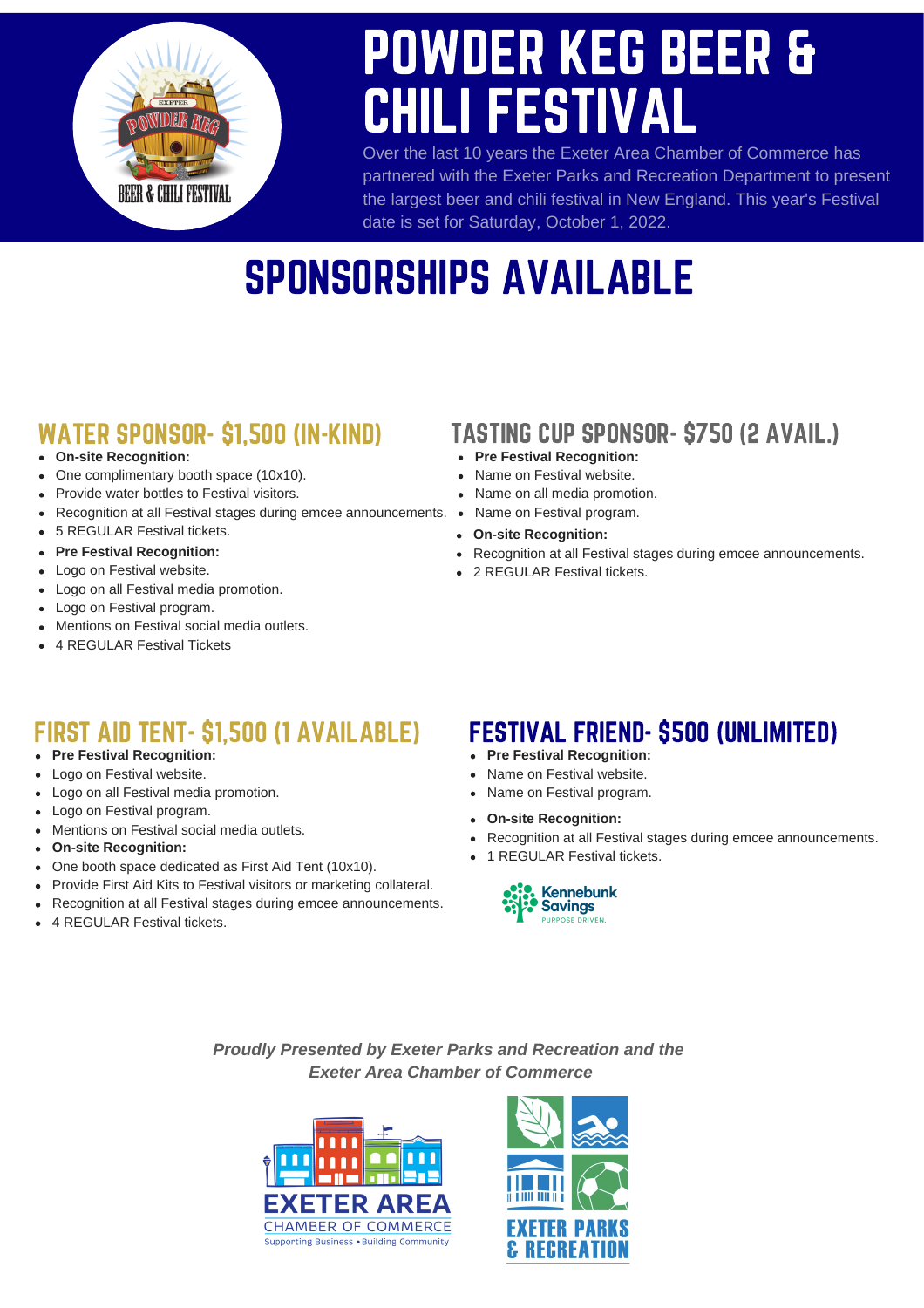# POWDER KEG BEER & CHILI FESTIVAL

Over the last 10 years the Exeter Area Chamber of Commerce has partnered with the Exeter Parks and Recreation Department to present the largest beer and chili festival in New England. This year's Festival date is set for Saturday, October 1, 2022.

# SPONSORSHIPS AVAILABLE

## WATER SPONSOR- $1,500 (IN-KIND)

- **On-site Recognition:**
- One complimentary booth space (10x10).
- Provide water bottles to Festival visitors.
- Recognition at all Festival stages during emcee announcements.
- 5 REGULAR Festival tickets.
- **Pre Festival Recognition:**
- Logo on Festival website.
- Logo on all Festival media promotion.
- Logo on Festival program.
- Mentions on Festival social media outlets.
- 4 REGULAR Festival Tickets

## TASTING CUP SPONSOR- $750 (2 AVAIL.)

- **Pre Festival Recognition:**
- Name on Festival website.
- Name on all media promotion.
- Name on Festival program.
- **On-site Recognition:**
- Recognition at all Festival stages during emcee announcements.
- 2 REGULAR Festival tickets.

## FIRST AID TENT- $1,500 (1 AVAILABLE)

- **Pre Festival Recognition:**
- Logo on Festival website.
- Logo on all Festival media promotion.
- Logo on Festival program.
- Mentions on Festival social media outlets.
- **On-site Recognition:**
- One booth space dedicated as First Aid Tent (10x10).
- Provide First Aid Kits to Festival visitors or marketing collateral.
- Recognition at all Festival stages during emcee announcements.
- 4 REGULAR Festival tickets.

## FESTIVAL FRIEND- $500 (UNLIMITED)

- **Pre Festival Recognition:**
- Name on Festival website.
- Name on Festival program.
- **On-site Recognition:**
- Recognition at all Festival stages during emcee announcements.
- 1 REGULAR Festival tickets.

Kennebunk Savings
PURPOSE DRIVEN.

***Proudly Presented by Exeter Parks and Recreation and the Exeter Area Chamber of Commerce***

EXETER AREA CHAMBER OF COMMERCE
Supporting Business • Building Community

EXETER PARKS & RECREATION